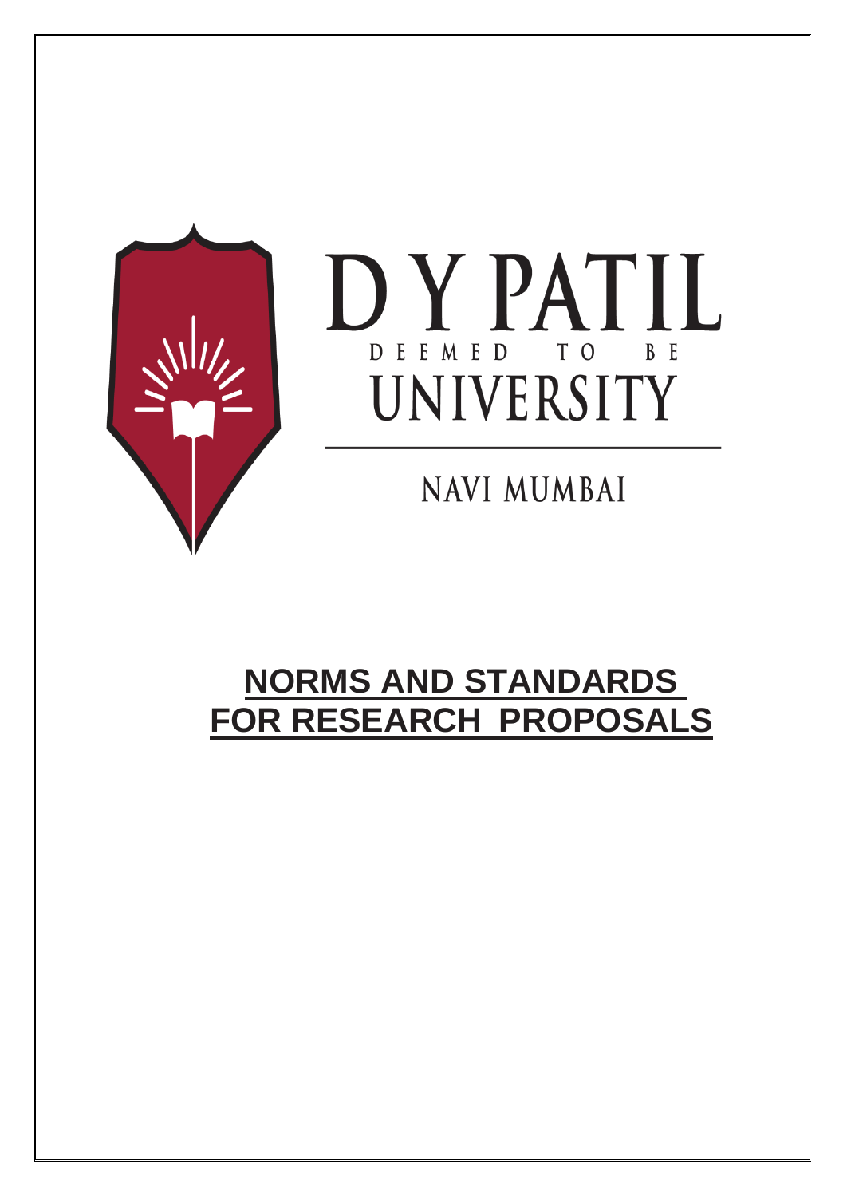D Y PATIL

DEEMED TO BE

UNIVERSITY

NAVI MUMBAI

# NORMS AND STANDARDS FOR RESEARCH PROPOSALS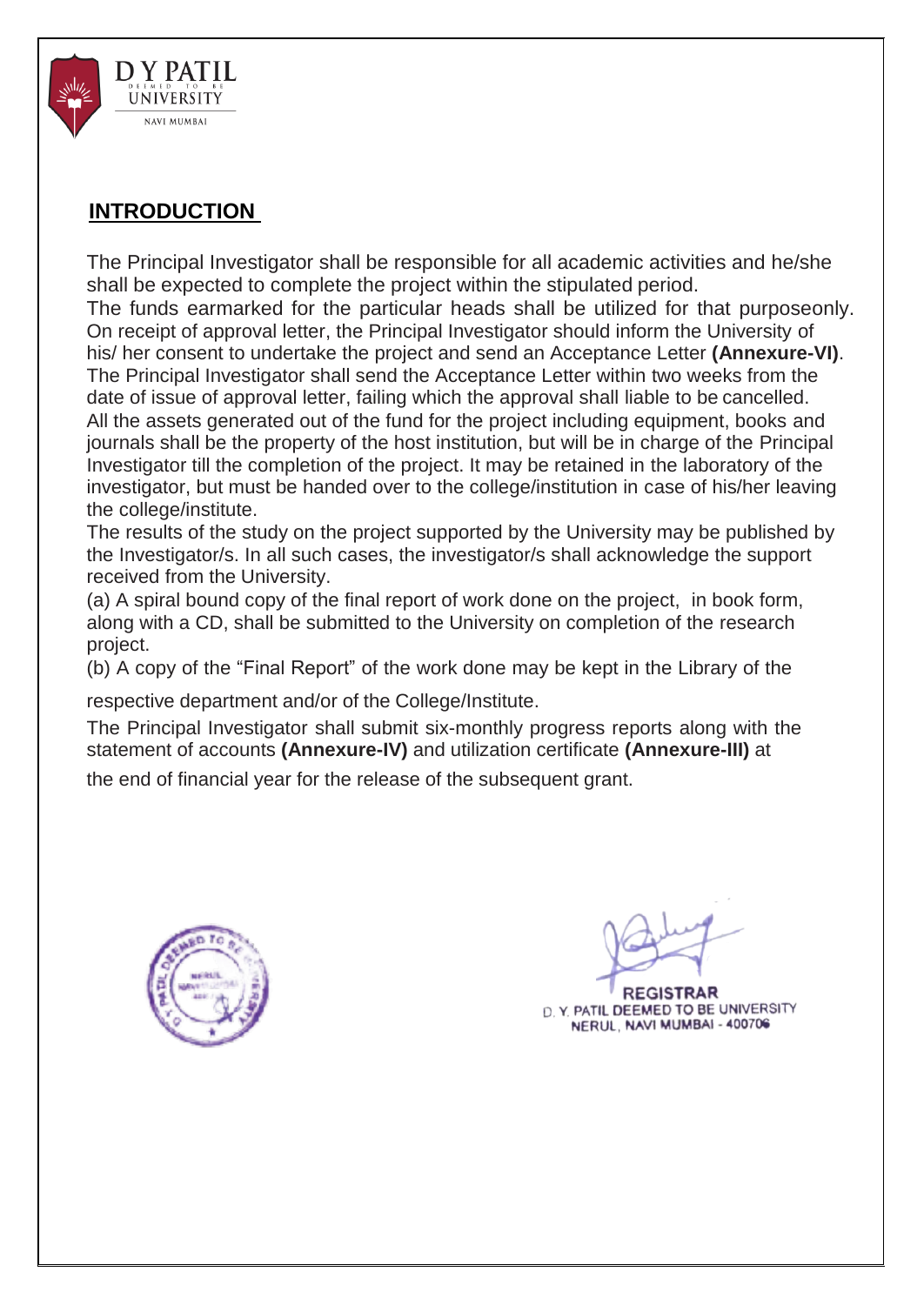## INTRODUCTION

The Principal Investigator shall be responsible for all academic activities and he/she shall be expected to complete the project within the stipulated period.

The funds earmarked for the particular heads shall be utilized for that purposeonly.

On receipt of approval letter, the Principal Investigator should inform the University of his/ her consent to undertake the project and send an Acceptance Letter **(Annexure-VI)**.

The Principal Investigator shall send the Acceptance Letter within two weeks from the date of issue of approval letter, failing which the approval shall liable to be cancelled.

All the assets generated out of the fund for the project including equipment, books and journals shall be the property of the host institution, but will be in charge of the Principal Investigator till the completion of the project. It may be retained in the laboratory of the investigator, but must be handed over to the college/institution in case of his/her leaving the college/institute.

The results of the study on the project supported by the University may be published by the Investigator/s. In all such cases, the investigator/s shall acknowledge the support received from the University.

(a) A spiral bound copy of the final report of work done on the project, in book form, along with a CD, shall be submitted to the University on completion of the research project.

(b) A copy of the "Final Report" of the work done may be kept in the Library of the respective department and/or of the College/Institute.

The Principal Investigator shall submit six-monthly progress reports along with the statement of accounts **(Annexure-IV)** and utilization certificate **(Annexure-III)** at the end of financial year for the release of the subsequent grant.

REGISTRAR
D. Y. PATIL DEEMED TO BE UNIVERSITY
NERUL, NAVI MUMBAI - 400706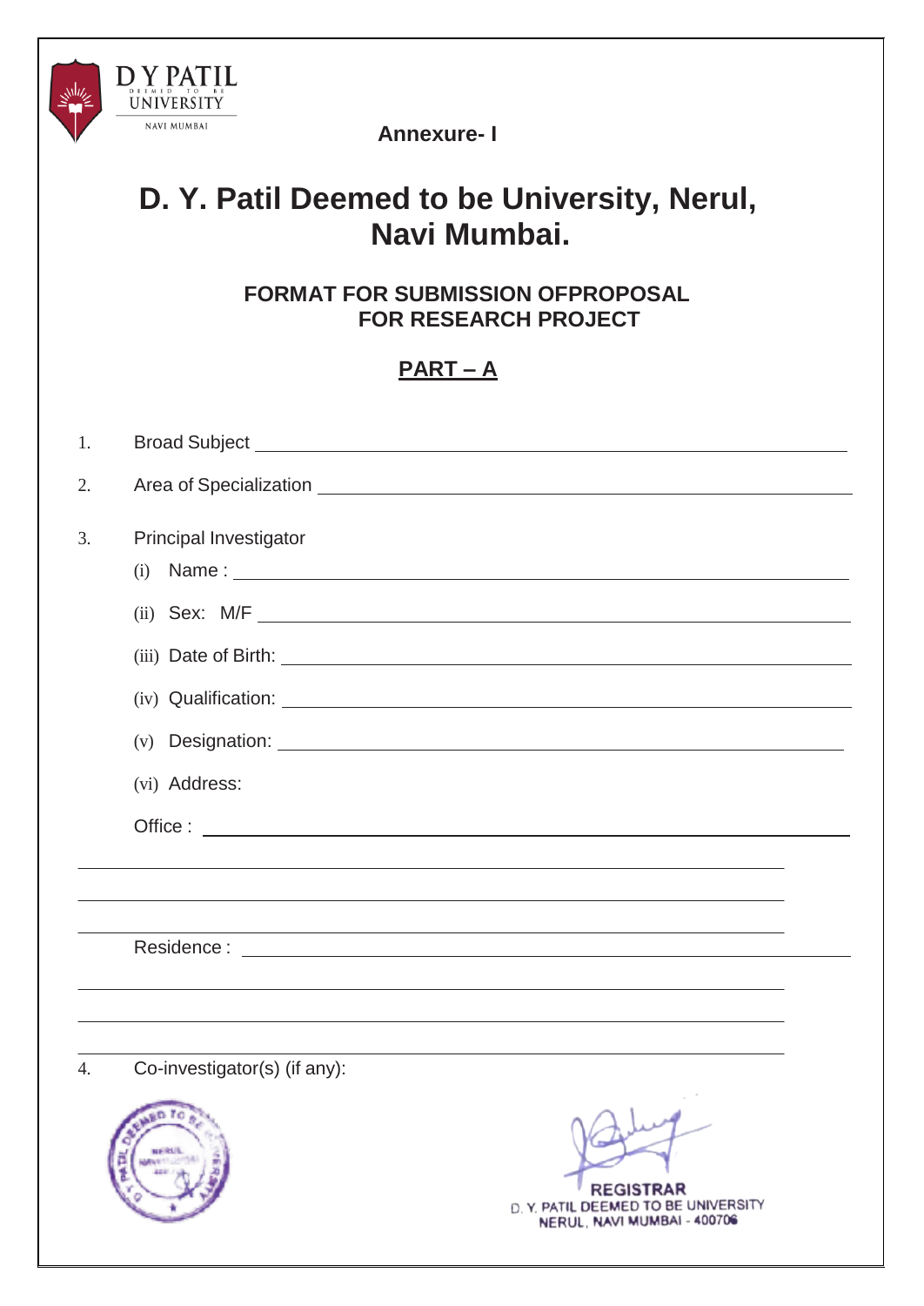D Y PATIL
DEEMED TO BE
UNIVERSITY
NAVI MUMBAI

**Annexure- I**

# D. Y. Patil Deemed to be University, Nerul, Navi Mumbai.

## FORMAT FOR SUBMISSION OFPROPOSAL FOR RESEARCH PROJECT

## PART – A

1. Broad Subject ______________________________________________

2. Area of Specialization ______________________________________

3. Principal Investigator
   (i) Name : ___________________________________________________
   (ii) Sex: M/F ________________________________________________
   (iii) Date of Birth: _________________________________________
   (iv) Qualification: _________________________________________
   (v) Designation: ____________________________________________
   (vi) Address:
   Office : _____________________________________________________
   ______________________________________________________________
   ______________________________________________________________
   ______________________________________________________________
   Residence : __________________________________________________
   ______________________________________________________________
   ______________________________________________________________
   ______________________________________________________________

4. Co-investigator(s) (if any):

REGISTRAR
D. Y. PATIL DEEMED TO BE UNIVERSITY
NERUL, NAVI MUMBAI - 400706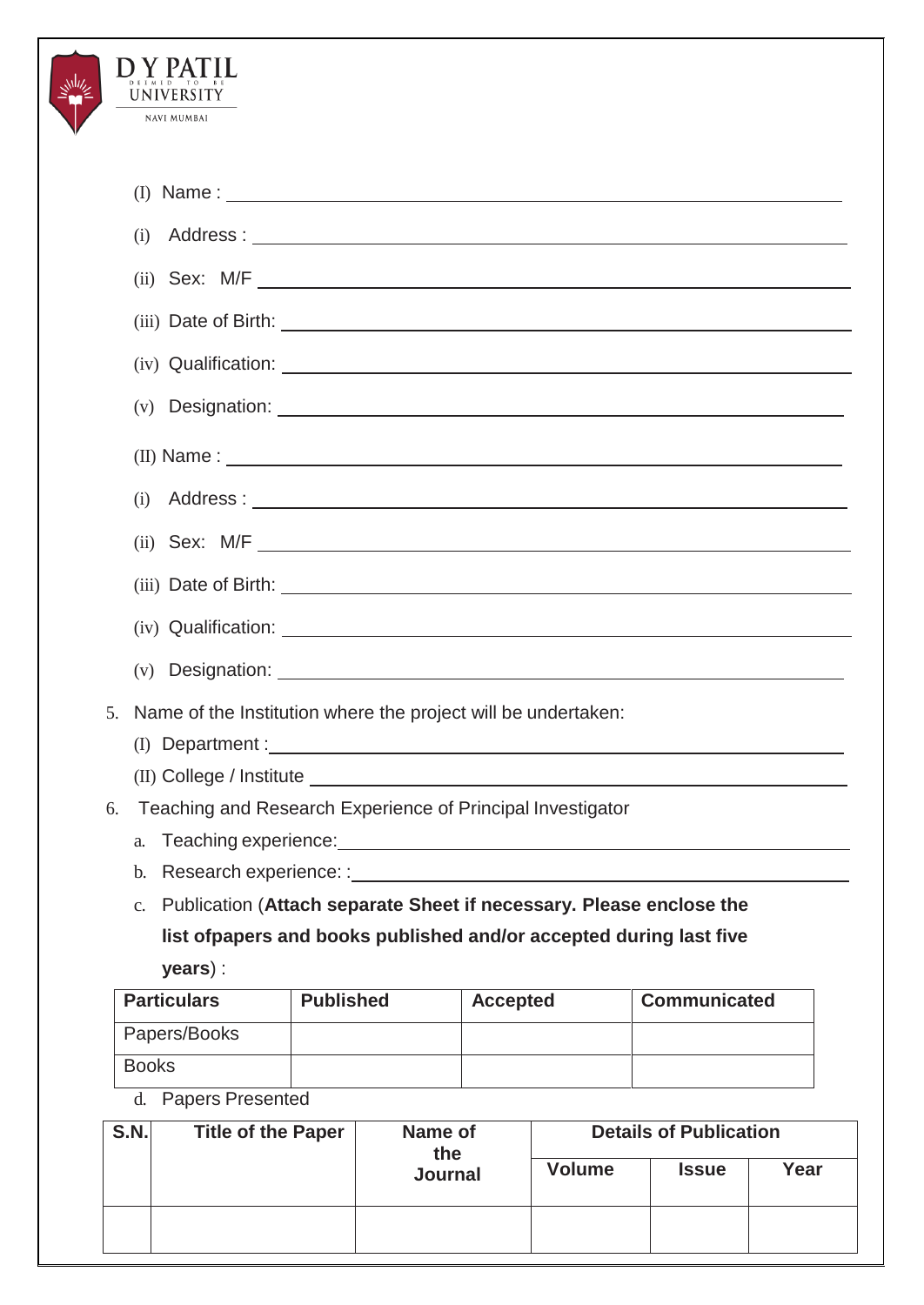(I) Name : \_\_\_\_\_\_\_\_\_\_\_\_\_\_\_\_\_\_\_\_\_\_\_\_\_\_\_\_\_\_\_\_\_\_\_\_\_\_\_\_

(i) Address : \_\_\_\_\_\_\_\_\_\_\_\_\_\_\_\_\_\_\_\_\_\_\_\_\_\_\_\_\_\_\_\_\_\_\_\_\_\_\_\_

(ii) Sex: M/F \_\_\_\_\_\_\_\_\_\_\_\_\_\_\_\_\_\_\_\_\_\_\_\_\_\_\_\_\_\_\_\_\_\_\_\_\_\_\_\_

(iii) Date of Birth: \_\_\_\_\_\_\_\_\_\_\_\_\_\_\_\_\_\_\_\_\_\_\_\_\_\_\_\_\_\_\_\_\_\_\_\_\_\_\_\_

(iv) Qualification: \_\_\_\_\_\_\_\_\_\_\_\_\_\_\_\_\_\_\_\_\_\_\_\_\_\_\_\_\_\_\_\_\_\_\_\_\_\_\_\_

(v) Designation: \_\_\_\_\_\_\_\_\_\_\_\_\_\_\_\_\_\_\_\_\_\_\_\_\_\_\_\_\_\_\_\_\_\_\_\_\_\_\_\_

(II) Name : \_\_\_\_\_\_\_\_\_\_\_\_\_\_\_\_\_\_\_\_\_\_\_\_\_\_\_\_\_\_\_\_\_\_\_\_\_\_\_\_

(i) Address : \_\_\_\_\_\_\_\_\_\_\_\_\_\_\_\_\_\_\_\_\_\_\_\_\_\_\_\_\_\_\_\_\_\_\_\_\_\_\_\_

(ii) Sex: M/F \_\_\_\_\_\_\_\_\_\_\_\_\_\_\_\_\_\_\_\_\_\_\_\_\_\_\_\_\_\_\_\_\_\_\_\_\_\_\_\_

(iii) Date of Birth: \_\_\_\_\_\_\_\_\_\_\_\_\_\_\_\_\_\_\_\_\_\_\_\_\_\_\_\_\_\_\_\_\_\_\_\_\_\_\_\_

(iv) Qualification: \_\_\_\_\_\_\_\_\_\_\_\_\_\_\_\_\_\_\_\_\_\_\_\_\_\_\_\_\_\_\_\_\_\_\_\_\_\_\_\_

(v) Designation: \_\_\_\_\_\_\_\_\_\_\_\_\_\_\_\_\_\_\_\_\_\_\_\_\_\_\_\_\_\_\_\_\_\_\_\_\_\_\_\_

5. Name of the Institution where the project will be undertaken:

   (I) Department : \_\_\_\_\_\_\_\_\_\_\_\_\_\_\_\_\_\_\_\_\_\_\_\_\_\_\_\_\_\_\_\_\_\_\_\_\_\_\_\_

   (II) College / Institute \_\_\_\_\_\_\_\_\_\_\_\_\_\_\_\_\_\_\_\_\_\_\_\_\_\_\_\_\_\_\_\_\_\_\_\_\_\_\_\_

6. Teaching and Research Experience of Principal Investigator

   a. Teaching experience: \_\_\_\_\_\_\_\_\_\_\_\_\_\_\_\_\_\_\_\_\_\_\_\_\_\_\_\_\_\_\_\_\_\_\_\_\_\_\_\_

   b. Research experience: : \_\_\_\_\_\_\_\_\_\_\_\_\_\_\_\_\_\_\_\_\_\_\_\_\_\_\_\_\_\_\_\_\_\_\_\_\_\_\_\_

   c. Publication (**Attach separate Sheet if necessary. Please enclose the list ofpapers and books published and/or accepted during last five years**) :

| Particulars | Published | Accepted | Communicated |
|---|---|---|---|
| Papers/Books | | | |
| Books | | | |

   d. Papers Presented

| S.N. | Title of the Paper | Name of the Journal | Details of Publication | | |
|---|---|---|---|---|---|
| | | | Volume | Issue | Year |
| | | | | | |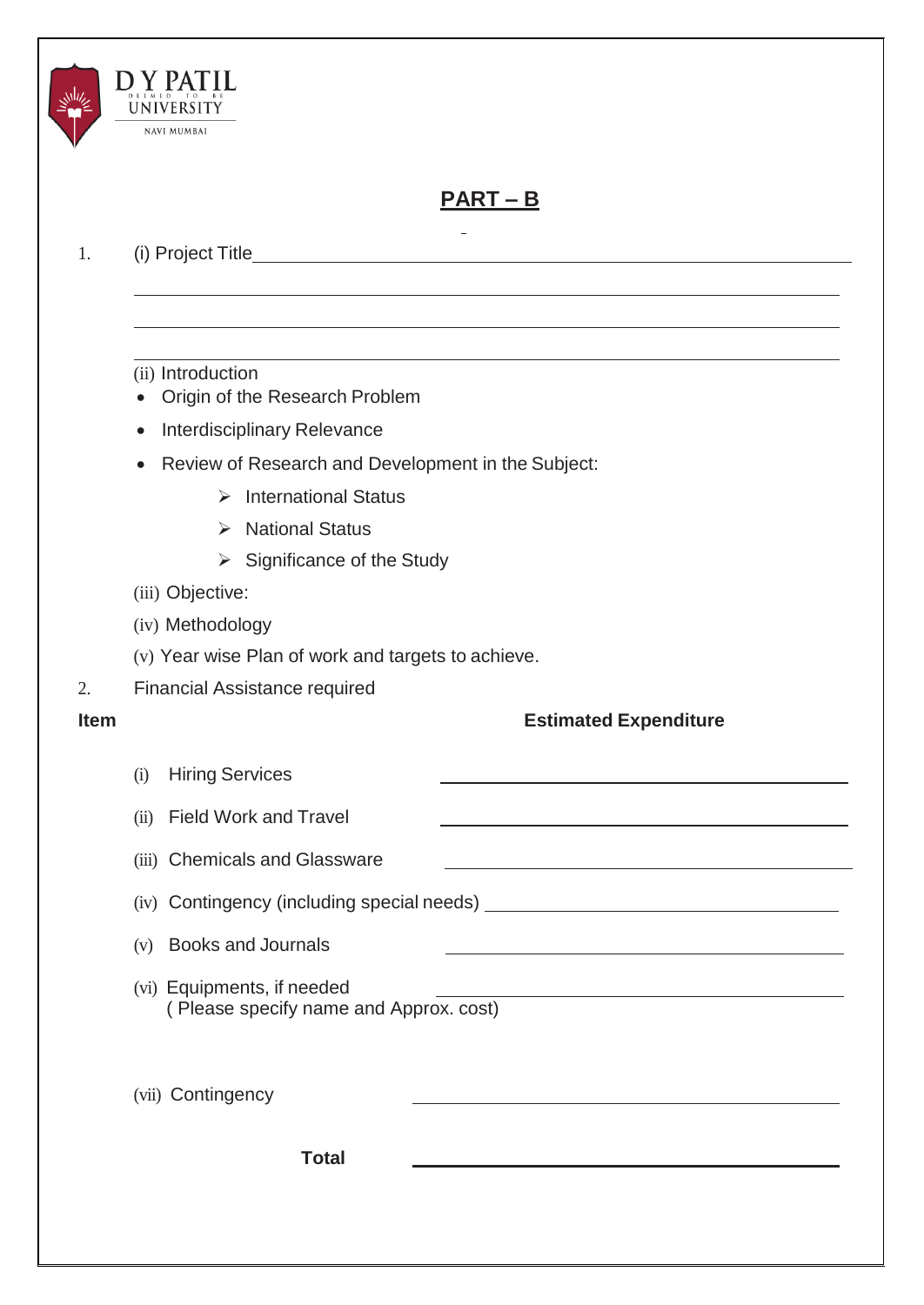D Y PATIL DEEMED TO BE UNIVERSITY NAVI MUMBAI

## PART – B

1. (i) Project Title\_\_\_\_\_\_\_\_\_\_\_\_\_\_\_\_\_\_\_\_\_\_\_\_\_\_\_\_\_\_\_\_\_\_\_\_\_\_\_\_\_\_\_\_\_\_\_\_\_\_\_\_\_\_\_\_

   (ii) Introduction
   - Origin of the Research Problem
   - Interdisciplinary Relevance
   - Review of Research and Development in the Subject:
     - International Status
     - National Status
     - Significance of the Study

   (iii) Objective:

   (iv) Methodology

   (v) Year wise Plan of work and targets to achieve.

2. Financial Assistance required

| Item | Estimated Expenditure |
|---|---|
| (i) Hiring Services | |
| (ii) Field Work and Travel | |
| (iii) Chemicals and Glassware | |
| (iv) Contingency (including special needs) | |
| (v) Books and Journals | |
| (vi) Equipments, if needed ( Please specify name and Approx. cost) | |
| (vii) Contingency | |
| **Total** | |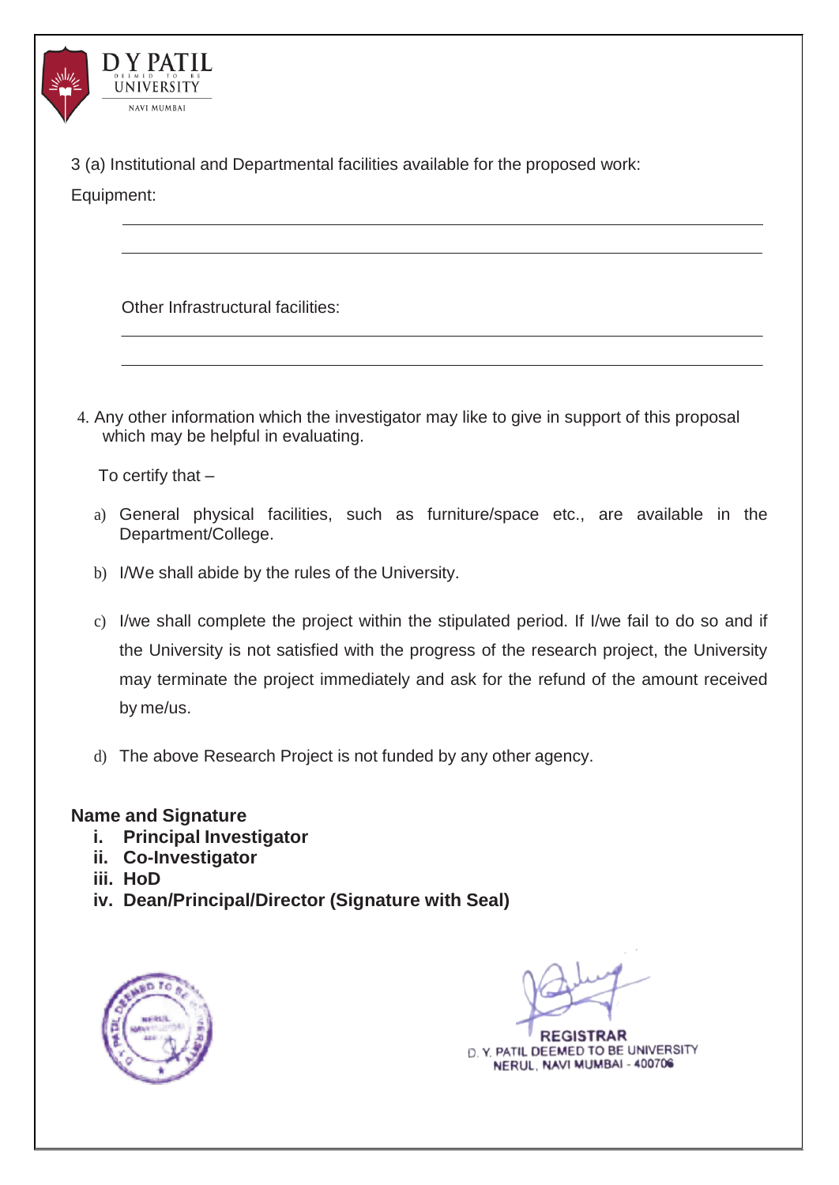3 (a) Institutional and Departmental facilities available for the proposed work:

Equipment:

\_\_\_\_\_\_\_\_\_\_\_\_\_\_\_\_\_\_\_\_\_\_\_\_\_\_\_\_\_\_\_\_\_\_\_\_\_\_\_\_\_\_\_\_\_\_\_\_\_\_\_\_\_\_\_\_\_\_\_\_\_\_\_\_\_\_\_\_

\_\_\_\_\_\_\_\_\_\_\_\_\_\_\_\_\_\_\_\_\_\_\_\_\_\_\_\_\_\_\_\_\_\_\_\_\_\_\_\_\_\_\_\_\_\_\_\_\_\_\_\_\_\_\_\_\_\_\_\_\_\_\_\_\_\_\_\_

Other Infrastructural facilities:

\_\_\_\_\_\_\_\_\_\_\_\_\_\_\_\_\_\_\_\_\_\_\_\_\_\_\_\_\_\_\_\_\_\_\_\_\_\_\_\_\_\_\_\_\_\_\_\_\_\_\_\_\_\_\_\_\_\_\_\_\_\_\_\_\_\_\_\_

\_\_\_\_\_\_\_\_\_\_\_\_\_\_\_\_\_\_\_\_\_\_\_\_\_\_\_\_\_\_\_\_\_\_\_\_\_\_\_\_\_\_\_\_\_\_\_\_\_\_\_\_\_\_\_\_\_\_\_\_\_\_\_\_\_\_\_\_

4. Any other information which the investigator may like to give in support of this proposal which may be helpful in evaluating.

To certify that –

a) General physical facilities, such as furniture/space etc., are available in the Department/College.

b) I/We shall abide by the rules of the University.

c) I/we shall complete the project within the stipulated period. If I/we fail to do so and if the University is not satisfied with the progress of the research project, the University may terminate the project immediately and ask for the refund of the amount received by me/us.

d) The above Research Project is not funded by any other agency.

**Name and Signature**

i. **Principal Investigator**
ii. **Co-Investigator**
iii. **HoD**
iv. **Dean/Principal/Director (Signature with Seal)**

REGISTRAR
D. Y. PATIL DEEMED TO BE UNIVERSITY
NERUL, NAVI MUMBAI - 400706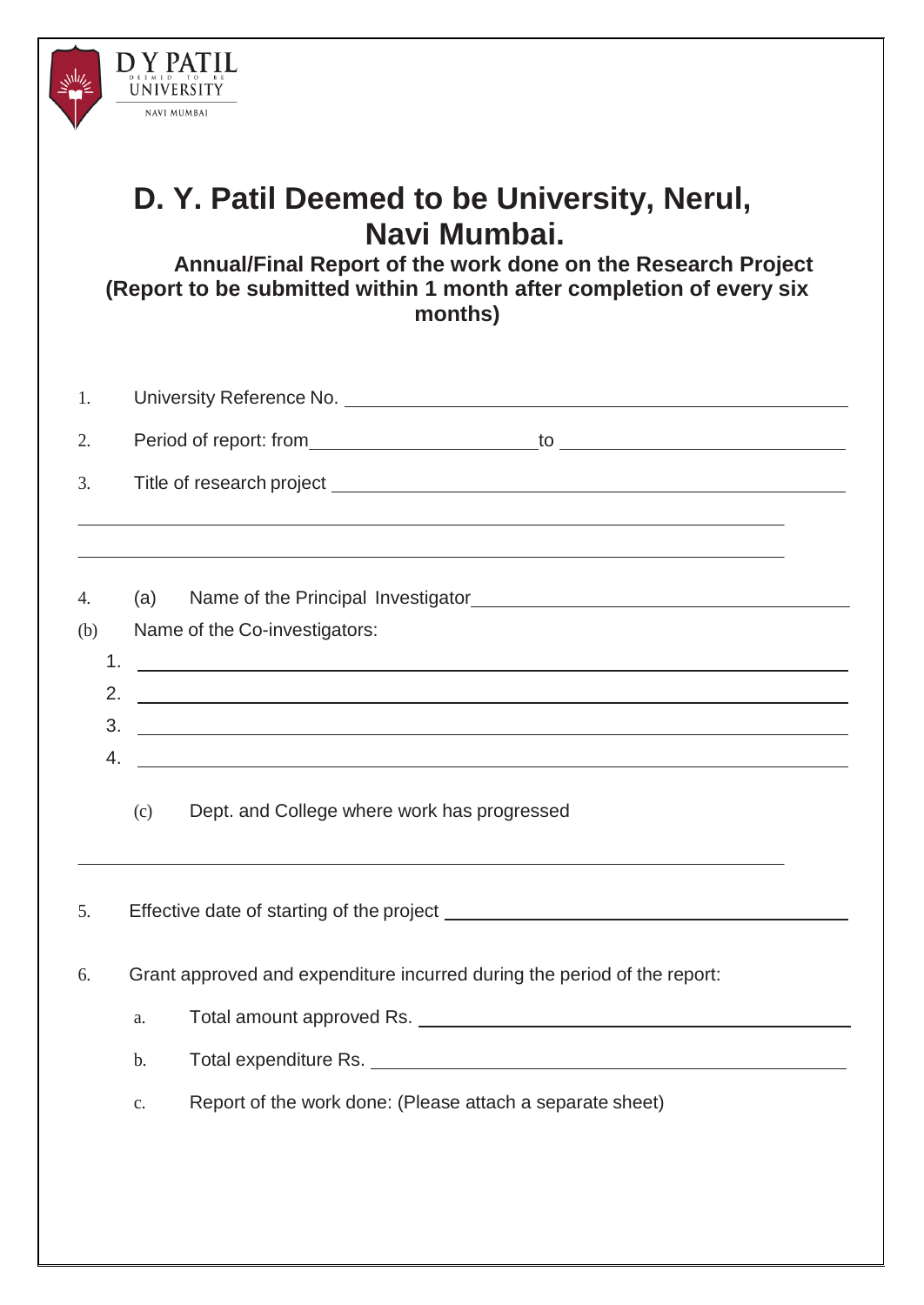D Y PATIL
DEEMED TO BE
UNIVERSITY
NAVI MUMBAI

# D. Y. Patil Deemed to be University, Nerul, Navi Mumbai.

## Annual/Final Report of the work done on the Research Project (Report to be submitted within 1 month after completion of every six months)

1. University Reference No. ______________________________

2. Period of report: from ____________________ to ____________________

3. Title of research project ______________________________

______________________________

______________________________

4. (a) Name of the Principal Investigator ______________________________

(b) Name of the Co-investigators:

1. ______________________________
2. ______________________________
3. ______________________________
4. ______________________________

(c) Dept. and College where work has progressed

______________________________

5. Effective date of starting of the project ______________________________

6. Grant approved and expenditure incurred during the period of the report:

   a. Total amount approved Rs. ______________________________

   b. Total expenditure Rs. ______________________________

   c. Report of the work done: (Please attach a separate sheet)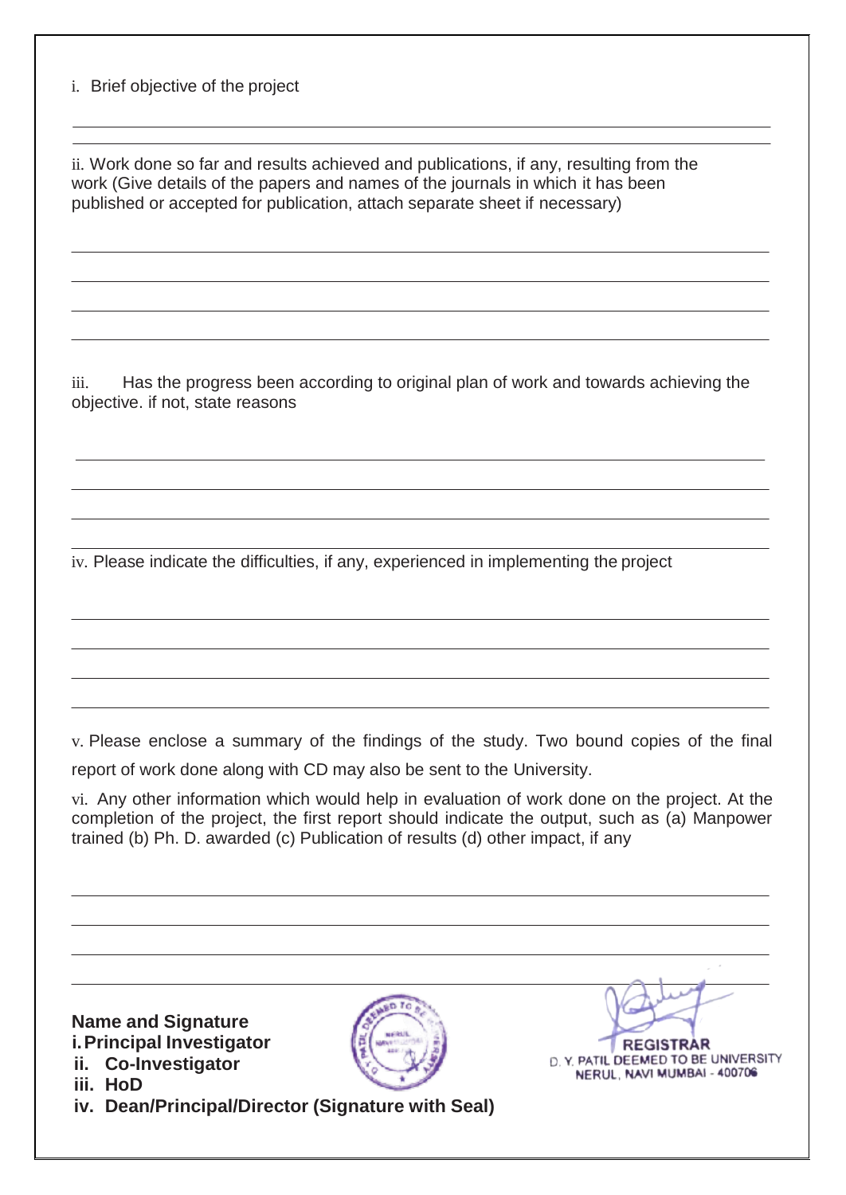i. Brief objective of the project

______________________________________________________________________________

______________________________________________________________________________

ii. Work done so far and results achieved and publications, if any, resulting from the work (Give details of the papers and names of the journals in which it has been published or accepted for publication, attach separate sheet if necessary)

______________________________________________________________________________

______________________________________________________________________________

______________________________________________________________________________

______________________________________________________________________________

iii. Has the progress been according to original plan of work and towards achieving the objective. if not, state reasons

______________________________________________________________________________

______________________________________________________________________________

______________________________________________________________________________

______________________________________________________________________________

iv. Please indicate the difficulties, if any, experienced in implementing the project

______________________________________________________________________________

______________________________________________________________________________

______________________________________________________________________________

______________________________________________________________________________

v. Please enclose a summary of the findings of the study. Two bound copies of the final report of work done along with CD may also be sent to the University.

vi. Any other information which would help in evaluation of work done on the project. At the completion of the project, the first report should indicate the output, such as (a) Manpower trained (b) Ph. D. awarded (c) Publication of results (d) other impact, if any

______________________________________________________________________________

______________________________________________________________________________

______________________________________________________________________________

______________________________________________________________________________

**Name and Signature**
**i. Principal Investigator**
**ii. Co-Investigator**
**iii. HoD**
**iv. Dean/Principal/Director (Signature with Seal)**

REGISTRAR
D. Y. PATIL DEEMED TO BE UNIVERSITY
NERUL, NAVI MUMBAI - 400706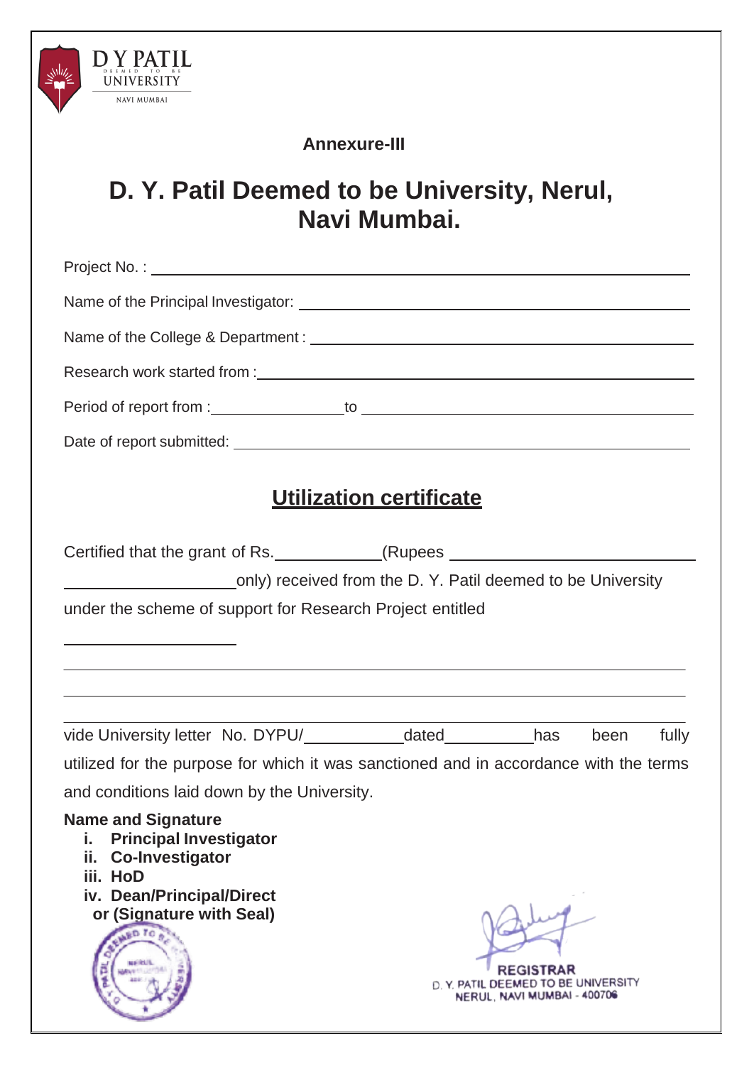D Y PATIL
DEEMED TO BE
UNIVERSITY
NAVI MUMBAI

**Annexure-III**

# D. Y. Patil Deemed to be University, Nerul, Navi Mumbai.

Project No. : ____________________________________________

Name of the Principal Investigator: ____________________________________________

Name of the College & Department : ____________________________________________

Research work started from : ____________________________________________

Period of report from : ________________ to ____________________________

Date of report submitted: ____________________________________________

## Utilization certificate

Certified that the grant of Rs.____________(Rupees ______________________________

____________________only) received from the D. Y. Patil deemed to be University under the scheme of support for Research Project entitled

____________________

____________________________________________________________

____________________________________________________________

____________________________________________________________

vide University letter No. DYPU/____________dated__________has been fully utilized for the purpose for which it was sanctioned and in accordance with the terms and conditions laid down by the University.

**Name and Signature**

i. **Principal Investigator**
ii. **Co-Investigator**
iii. **HoD**
iv. **Dean/Principal/Director (Signature with Seal)**

REGISTRAR
D. Y. PATIL DEEMED TO BE UNIVERSITY
NERUL, NAVI MUMBAI - 400706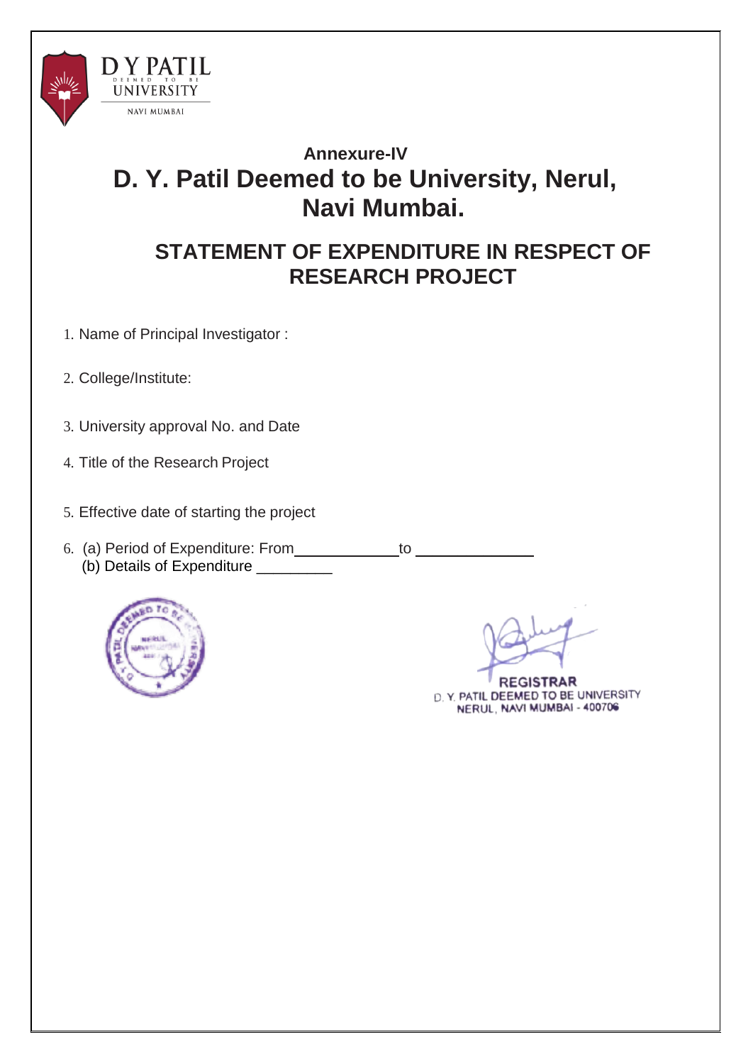D Y PATIL
DEEMED TO BE
UNIVERSITY
NAVI MUMBAI

### Annexure-IV

# D. Y. Patil Deemed to be University, Nerul, Navi Mumbai.

## STATEMENT OF EXPENDITURE IN RESPECT OF RESEARCH PROJECT

1. Name of Principal Investigator :
2. College/Institute:
3. University approval No. and Date
4. Title of the Research Project
5. Effective date of starting the project
6. (a) Period of Expenditure: From\_\_\_\_\_\_\_\_\_\_\_\_\_\_ to \_\_\_\_\_\_\_\_\_\_\_\_\_\_

   (b) Details of Expenditure \_\_\_\_\_\_\_\_\_

REGISTRAR
D. Y. PATIL DEEMED TO BE UNIVERSITY
NERUL, NAVI MUMBAI - 400706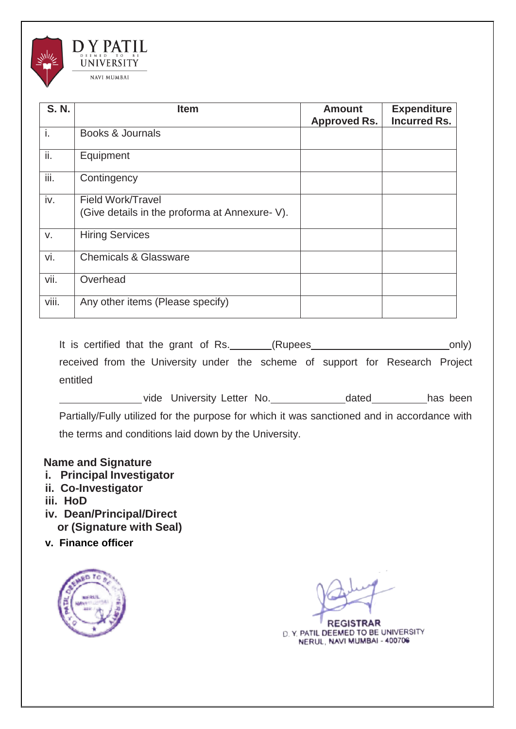| S. N. | Item | Amount Approved Rs. | Expenditure Incurred Rs. |
|---|---|---|---|
| i. | Books & Journals | | |
| ii. | Equipment | | |
| iii. | Contingency | | |
| iv. | Field Work/Travel (Give details in the proforma at Annexure- V). | | |
| v. | Hiring Services | | |
| vi. | Chemicals & Glassware | | |
| vii. | Overhead | | |
| viii. | Any other items (Please specify) | | |

It is certified that the grant of Rs.________(Rupees__________________________only) received from the University under the scheme of support for Research Project entitled ______________ vide University Letter No.______________dated__________has been Partially/Fully utilized for the purpose for which it was sanctioned and in accordance with the terms and conditions laid down by the University.

**Name and Signature**

- **i. Principal Investigator**
- **ii. Co-Investigator**
- **iii. HoD**
- **iv. Dean/Principal/Director (Signature with Seal)**
- **v. Finance officer**

REGISTRAR
D. Y. PATIL DEEMED TO BE UNIVERSITY
NERUL, NAVI MUMBAI - 400706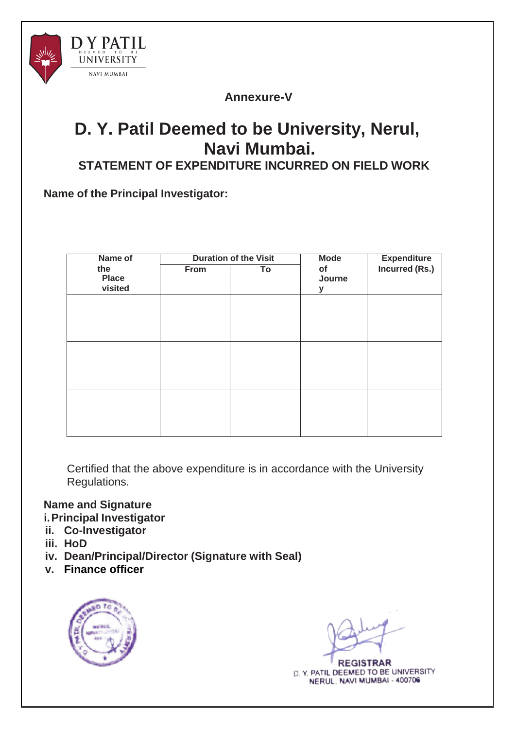Annexure-V

# D. Y. Patil Deemed to be University, Nerul, Navi Mumbai.

## STATEMENT OF EXPENDITURE INCURRED ON FIELD WORK

**Name of the Principal Investigator:**

| Name of the Place visited | Duration of the Visit | | Mode of Journey | Expenditure Incurred (Rs.) |
|---|---|---|---|---|
| | From | To | | |
| | | | | |
| | | | | |
| | | | | |

Certified that the above expenditure is in accordance with the University Regulations.

**Name and Signature**

- **i. Principal Investigator**
- **ii. Co-Investigator**
- **iii. HoD**
- **iv. Dean/Principal/Director (Signature with Seal)**
- **v. Finance officer**

REGISTRAR
D. Y. PATIL DEEMED TO BE UNIVERSITY
NERUL, NAVI MUMBAI - 400706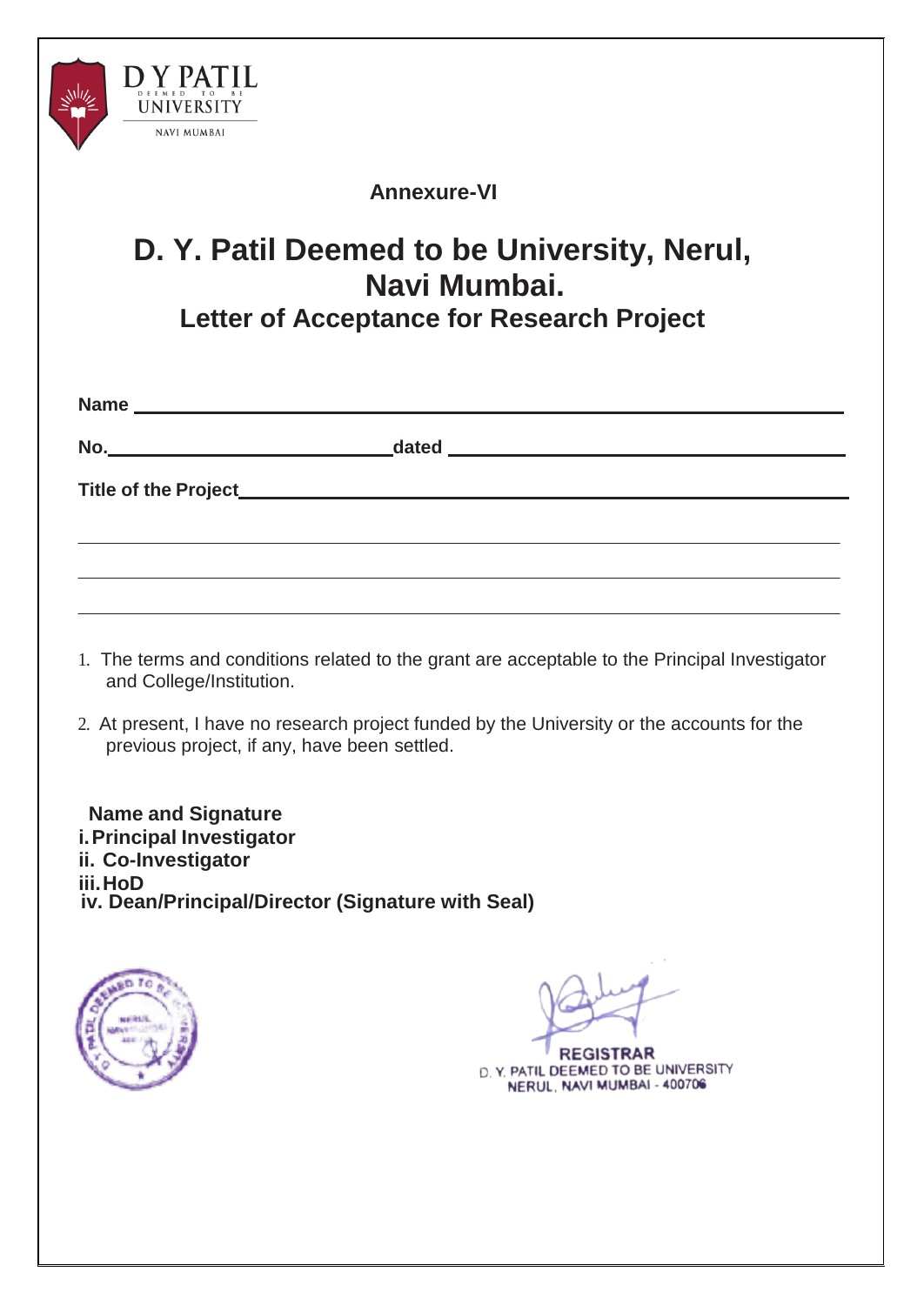D Y PATIL
DEEMED TO BE
UNIVERSITY
NAVI MUMBAI

**Annexure-VI**

# D. Y. Patil Deemed to be University, Nerul, Navi Mumbai.

## Letter of Acceptance for Research Project

**Name** ______________________________________________

**No.**____________________________**dated** ______________________________

**Title of the Project**______________________________________________

______________________________________________

______________________________________________

______________________________________________

1. The terms and conditions related to the grant are acceptable to the Principal Investigator and College/Institution.
2. At present, I have no research project funded by the University or the accounts for the previous project, if any, have been settled.

**Name and Signature**

**i. Principal Investigator**

**ii. Co-Investigator**

**iii. HoD**

**iv. Dean/Principal/Director (Signature with Seal)**

D. Y. PATIL DEEMED TO BE UNIVERSITY
NERUL, NAVI MUMBAI

**REGISTRAR**
D. Y. PATIL DEEMED TO BE UNIVERSITY
NERUL, NAVI MUMBAI - 400706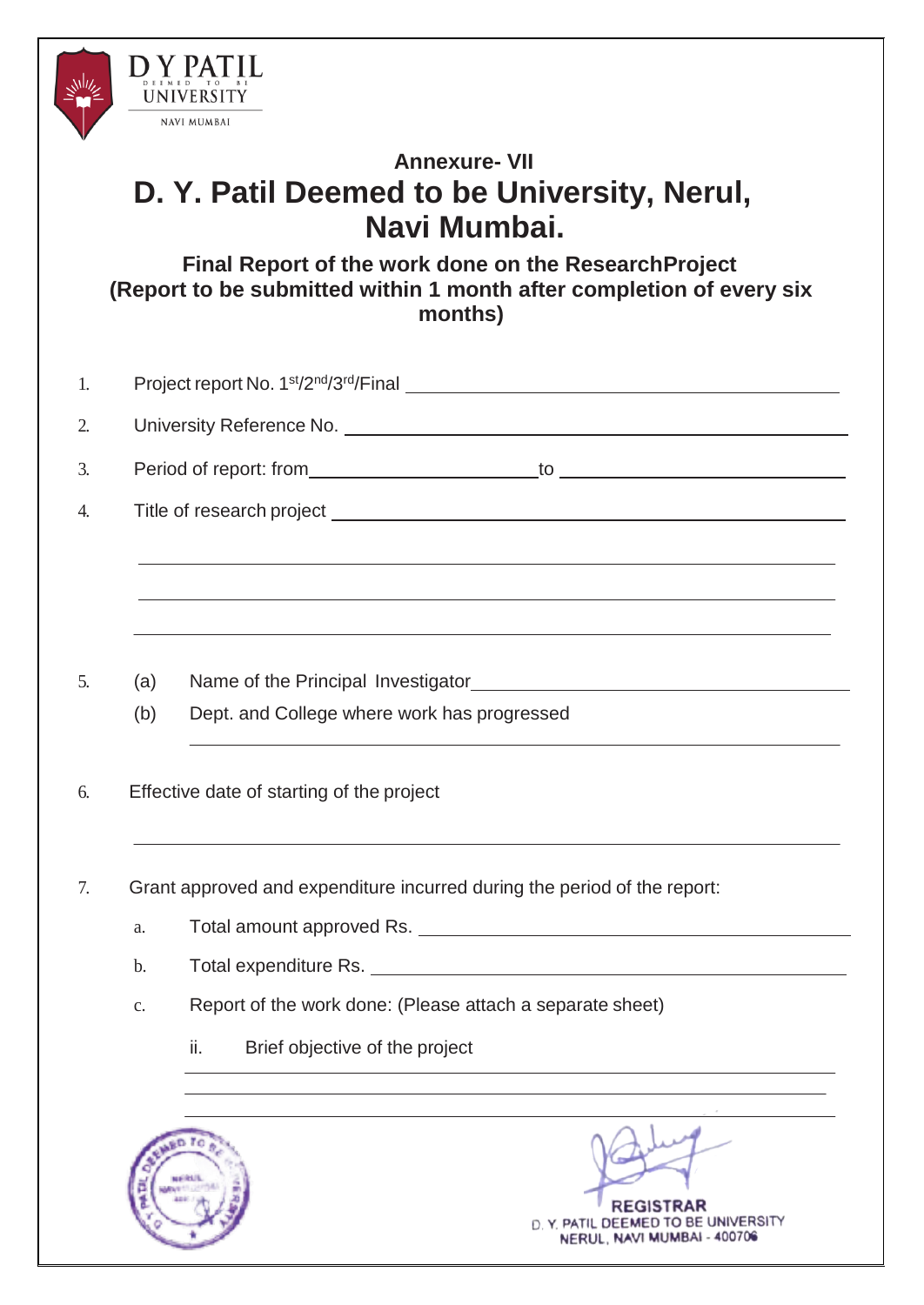D Y PATIL
DEEMED TO BE
UNIVERSITY
NAVI MUMBAI

**Annexure- VII**

# D. Y. Patil Deemed to be University, Nerul, Navi Mumbai.

## Final Report of the work done on the ResearchProject (Report to be submitted within 1 month after completion of every six months)

1. Project report No. 1st/2nd/3rd/Final ______________________

2. University Reference No. ______________________

3. Period of report: from______________________to ______________________

4. Title of research project ______________________

   ______________________

   ______________________

   ______________________

5. (a) Name of the Principal Investigator______________________

   (b) Dept. and College where work has progressed

   ______________________

6. Effective date of starting of the project

   ______________________

7. Grant approved and expenditure incurred during the period of the report:

   a. Total amount approved Rs. ______________________

   b. Total expenditure Rs. ______________________

   c. Report of the work done: (Please attach a separate sheet)

      ii. Brief objective of the project

      ______________________

      ______________________

      ______________________

**REGISTRAR**
D. Y. PATIL DEEMED TO BE UNIVERSITY
NERUL, NAVI MUMBAI - 400706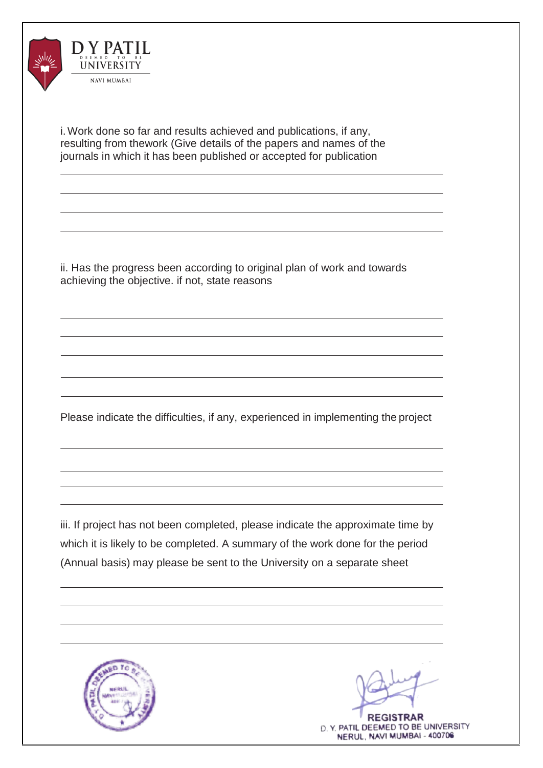i. Work done so far and results achieved and publications, if any, resulting from thework (Give details of the papers and names of the journals in which it has been published or accepted for publication

______________________________________________________________________

______________________________________________________________________

______________________________________________________________________

______________________________________________________________________

ii. Has the progress been according to original plan of work and towards achieving the objective. if not, state reasons

______________________________________________________________________

______________________________________________________________________

______________________________________________________________________

______________________________________________________________________

______________________________________________________________________

Please indicate the difficulties, if any, experienced in implementing the project

______________________________________________________________________

______________________________________________________________________

______________________________________________________________________

______________________________________________________________________

iii. If project has not been completed, please indicate the approximate time by which it is likely to be completed. A summary of the work done for the period (Annual basis) may please be sent to the University on a separate sheet

______________________________________________________________________

______________________________________________________________________

______________________________________________________________________

______________________________________________________________________

**REGISTRAR**
D. Y. PATIL DEEMED TO BE UNIVERSITY
NERUL, NAVI MUMBAI - 400706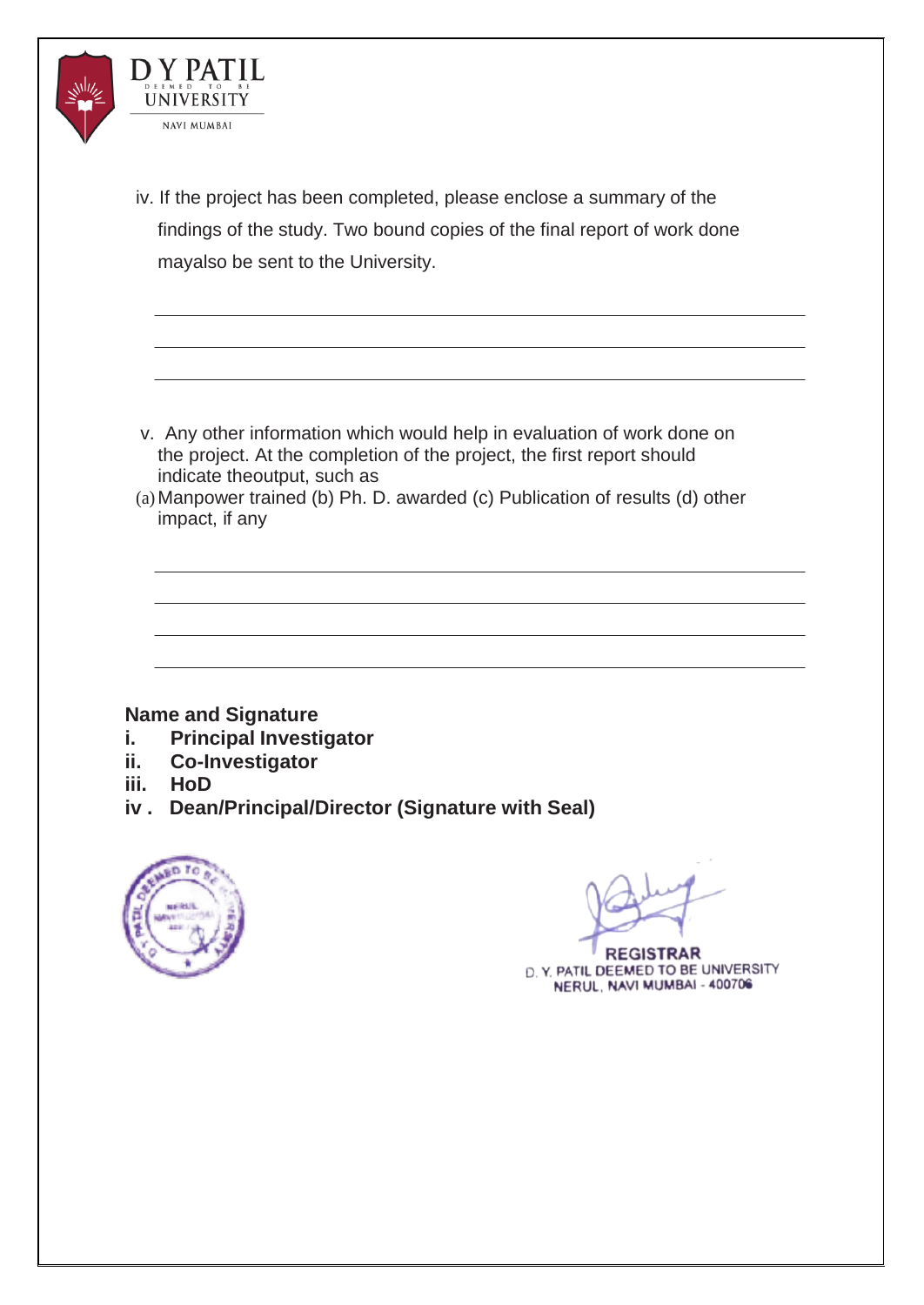iv. If the project has been completed, please enclose a summary of the findings of the study. Two bound copies of the final report of work done mayalso be sent to the University.

v. Any other information which would help in evaluation of work done on the project. At the completion of the project, the first report should indicate theoutput, such as

(a) Manpower trained (b) Ph. D. awarded (c) Publication of results (d) other impact, if any

**Name and Signature**

**i. Principal Investigator**

**ii. Co-Investigator**

**iii. HoD**

**iv . Dean/Principal/Director (Signature with Seal)**

**REGISTRAR**
D. Y. PATIL DEEMED TO BE UNIVERSITY
NERUL, NAVI MUMBAI - 400706